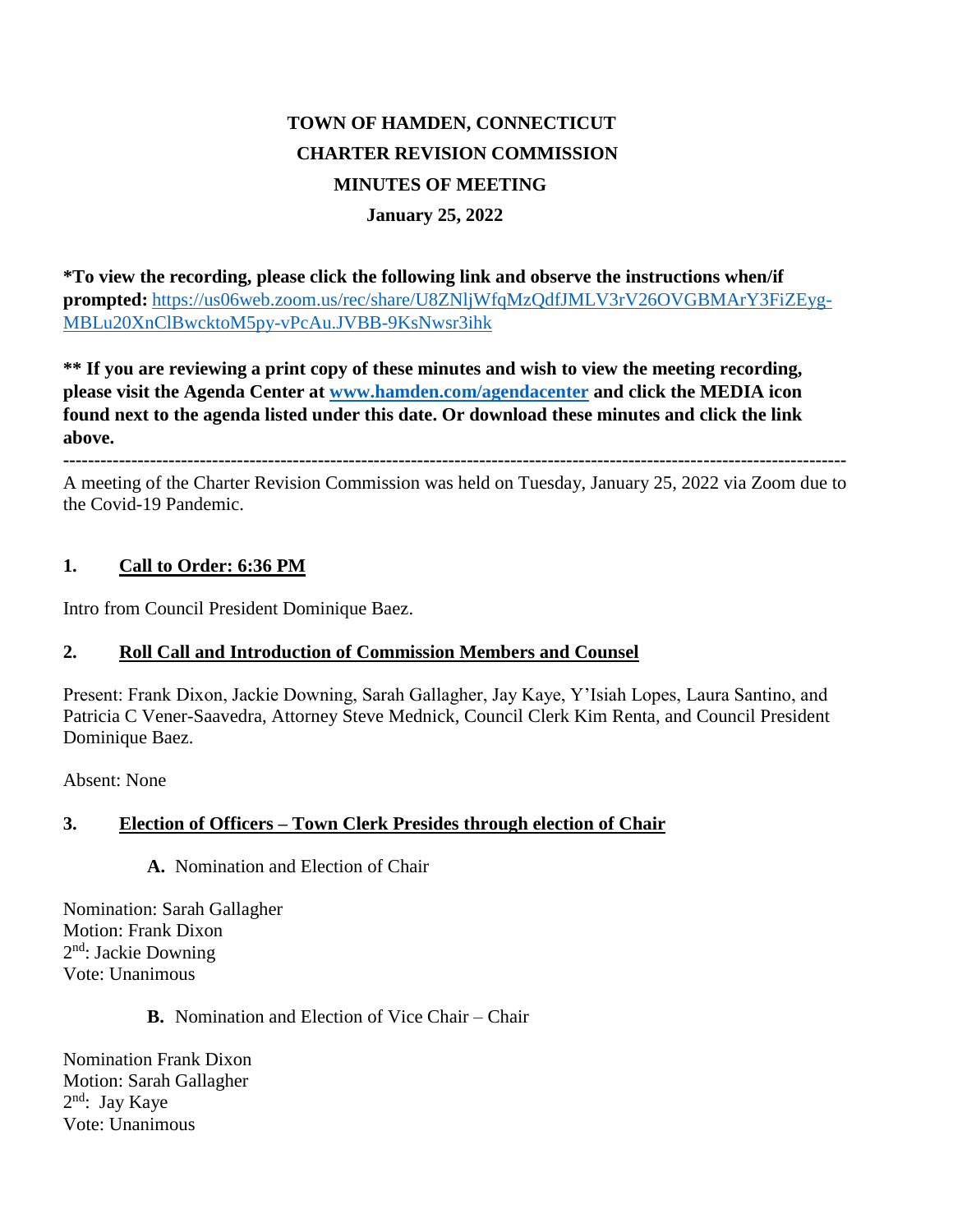# TOWN OF HAMDEN, CONNECTICUT
## CHARTER REVISION COMMISSION
## MINUTES OF MEETING
### January 25, 2022

**\*To view the recording, please click the following link and observe the instructions when/if prompted:** https://us06web.zoom.us/rec/share/U8ZNljWfqMzQdfJMLV3rV26OVGBMArY3FiZEyg-MBLu20XnClBwcktoM5py-vPcAu.JVBB-9KsNwsr3ihk

**\*\* If you are reviewing a print copy of these minutes and wish to view the meeting recording, please visit the Agenda Center at www.hamden.com/agendacenter and click the MEDIA icon found next to the agenda listed under this date. Or download these minutes and click the link above.**

---

A meeting of the Charter Revision Commission was held on Tuesday, January 25, 2022 via Zoom due to the Covid-19 Pandemic.

**1. Call to Order: 6:36 PM**

Intro from Council President Dominique Baez.

**2. Roll Call and Introduction of Commission Members and Counsel**

Present: Frank Dixon, Jackie Downing, Sarah Gallagher, Jay Kaye, Y'Isiah Lopes, Laura Santino, and Patricia C Vener-Saavedra, Attorney Steve Mednick, Council Clerk Kim Renta, and Council President Dominique Baez.

Absent: None

**3. Election of Officers – Town Clerk Presides through election of Chair**

**A.** Nomination and Election of Chair

Nomination: Sarah Gallagher
Motion: Frank Dixon
2nd: Jackie Downing
Vote: Unanimous

**B.** Nomination and Election of Vice Chair – Chair

Nomination Frank Dixon
Motion: Sarah Gallagher
2nd: Jay Kaye
Vote: Unanimous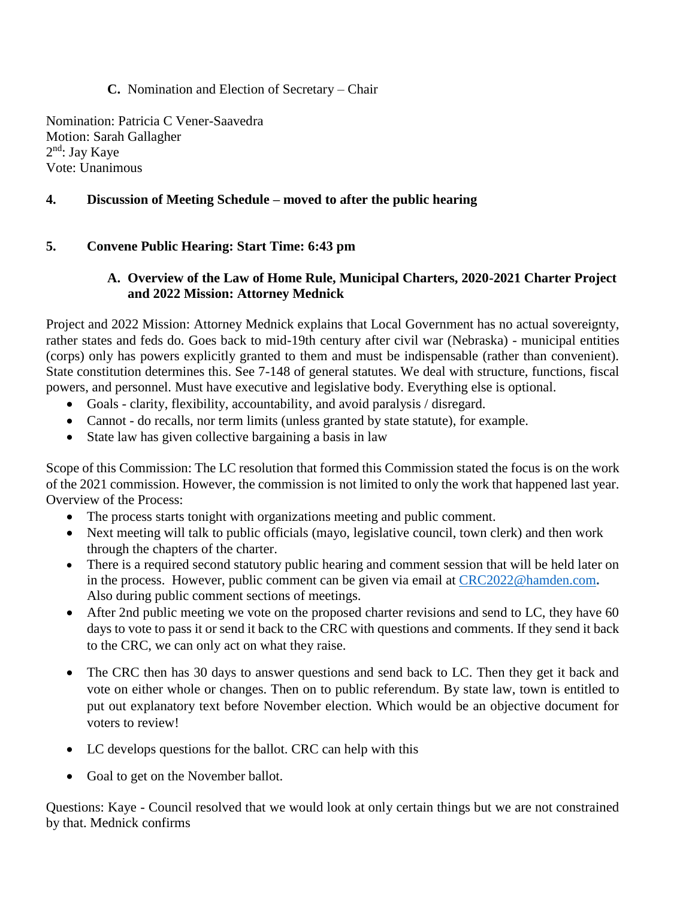**C.** Nomination and Election of Secretary – Chair

Nomination: Patricia C Vener-Saavedra
Motion: Sarah Gallagher
2nd: Jay Kaye
Vote: Unanimous

**4. Discussion of Meeting Schedule – moved to after the public hearing**

**5. Convene Public Hearing: Start Time: 6:43 pm**

**A. Overview of the Law of Home Rule, Municipal Charters, 2020-2021 Charter Project and 2022 Mission: Attorney Mednick**

Project and 2022 Mission: Attorney Mednick explains that Local Government has no actual sovereignty, rather states and feds do. Goes back to mid-19th century after civil war (Nebraska) - municipal entities (corps) only has powers explicitly granted to them and must be indispensable (rather than convenient). State constitution determines this. See 7-148 of general statutes. We deal with structure, functions, fiscal powers, and personnel. Must have executive and legislative body. Everything else is optional.

- Goals - clarity, flexibility, accountability, and avoid paralysis / disregard.
- Cannot - do recalls, nor term limits (unless granted by state statute), for example.
- State law has given collective bargaining a basis in law

Scope of this Commission: The LC resolution that formed this Commission stated the focus is on the work of the 2021 commission. However, the commission is not limited to only the work that happened last year.
Overview of the Process:

- The process starts tonight with organizations meeting and public comment.
- Next meeting will talk to public officials (mayo, legislative council, town clerk) and then work through the chapters of the charter.
- There is a required second statutory public hearing and comment session that will be held later on in the process. However, public comment can be given via email at CRC2022@hamden.com**.** Also during public comment sections of meetings.
- After 2nd public meeting we vote on the proposed charter revisions and send to LC, they have 60 days to vote to pass it or send it back to the CRC with questions and comments. If they send it back to the CRC, we can only act on what they raise.
- The CRC then has 30 days to answer questions and send back to LC. Then they get it back and vote on either whole or changes. Then on to public referendum. By state law, town is entitled to put out explanatory text before November election. Which would be an objective document for voters to review!
- LC develops questions for the ballot. CRC can help with this
- Goal to get on the November ballot.

Questions: Kaye - Council resolved that we would look at only certain things but we are not constrained by that. Mednick confirms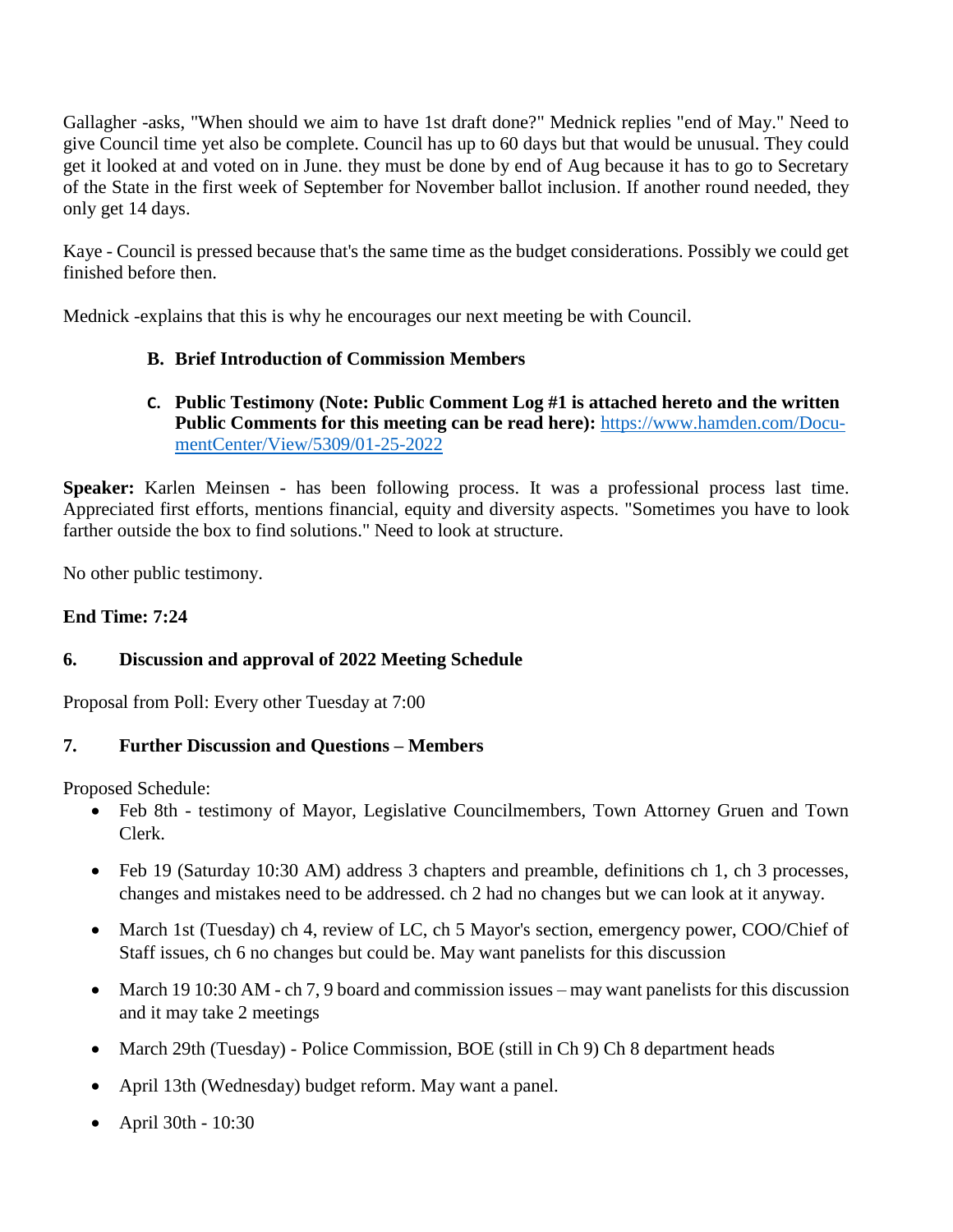Gallagher -asks, "When should we aim to have 1st draft done?" Mednick replies "end of May." Need to give Council time yet also be complete. Council has up to 60 days but that would be unusual. They could get it looked at and voted on in June. they must be done by end of Aug because it has to go to Secretary of the State in the first week of September for November ballot inclusion. If another round needed, they only get 14 days.

Kaye - Council is pressed because that's the same time as the budget considerations. Possibly we could get finished before then.

Mednick -explains that this is why he encourages our next meeting be with Council.

**B. Brief Introduction of Commission Members**

**C. Public Testimony (Note: Public Comment Log #1 is attached hereto and the written Public Comments for this meeting can be read here):** https://www.hamden.com/DocumentCenter/View/5309/01-25-2022

**Speaker:** Karlen Meinsen - has been following process. It was a professional process last time. Appreciated first efforts, mentions financial, equity and diversity aspects. "Sometimes you have to look farther outside the box to find solutions." Need to look at structure.

No other public testimony.

**End Time: 7:24**

**6. Discussion and approval of 2022 Meeting Schedule**

Proposal from Poll: Every other Tuesday at 7:00

**7. Further Discussion and Questions – Members**

Proposed Schedule:

- Feb 8th - testimony of Mayor, Legislative Councilmembers, Town Attorney Gruen and Town Clerk.
- Feb 19 (Saturday 10:30 AM) address 3 chapters and preamble, definitions ch 1, ch 3 processes, changes and mistakes need to be addressed. ch 2 had no changes but we can look at it anyway.
- March 1st (Tuesday) ch 4, review of LC, ch 5 Mayor's section, emergency power, COO/Chief of Staff issues, ch 6 no changes but could be. May want panelists for this discussion
- March 19 10:30 AM - ch 7, 9 board and commission issues – may want panelists for this discussion and it may take 2 meetings
- March 29th (Tuesday) - Police Commission, BOE (still in Ch 9) Ch 8 department heads
- April 13th (Wednesday) budget reform. May want a panel.
- April 30th - 10:30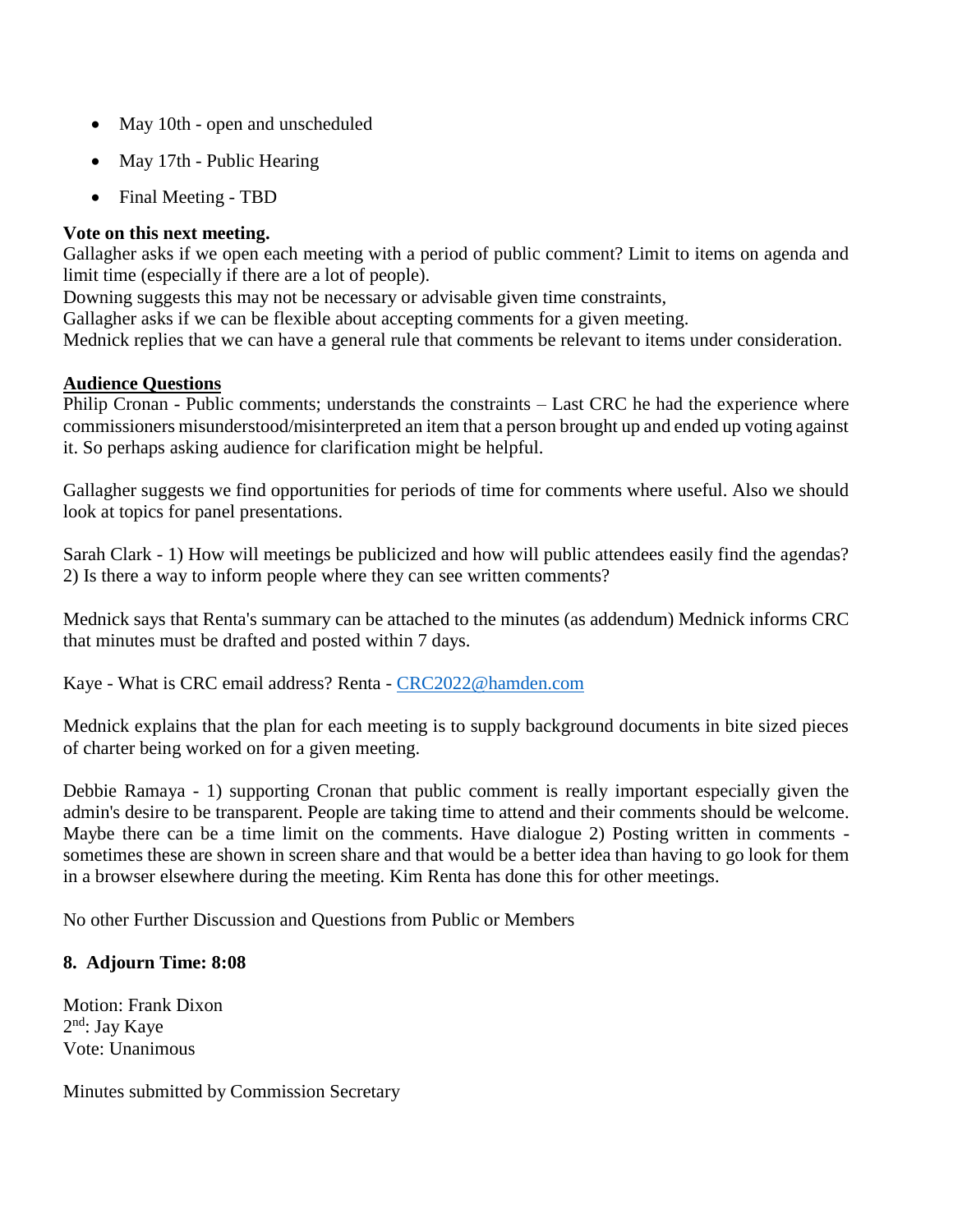- May 10th - open and unscheduled
- May 17th - Public Hearing
- Final Meeting - TBD

**Vote on this next meeting.**
Gallagher asks if we open each meeting with a period of public comment? Limit to items on agenda and limit time (especially if there are a lot of people).
Downing suggests this may not be necessary or advisable given time constraints,
Gallagher asks if we can be flexible about accepting comments for a given meeting.
Mednick replies that we can have a general rule that comments be relevant to items under consideration.

**Audience Questions**

Philip Cronan - Public comments; understands the constraints – Last CRC he had the experience where commissioners misunderstood/misinterpreted an item that a person brought up and ended up voting against it. So perhaps asking audience for clarification might be helpful.

Gallagher suggests we find opportunities for periods of time for comments where useful. Also we should look at topics for panel presentations.

Sarah Clark - 1) How will meetings be publicized and how will public attendees easily find the agendas? 2) Is there a way to inform people where they can see written comments?

Mednick says that Renta's summary can be attached to the minutes (as addendum) Mednick informs CRC that minutes must be drafted and posted within 7 days.

Kaye - What is CRC email address? Renta - CRC2022@hamden.com

Mednick explains that the plan for each meeting is to supply background documents in bite sized pieces of charter being worked on for a given meeting.

Debbie Ramaya - 1) supporting Cronan that public comment is really important especially given the admin's desire to be transparent. People are taking time to attend and their comments should be welcome. Maybe there can be a time limit on the comments. Have dialogue 2) Posting written in comments - sometimes these are shown in screen share and that would be a better idea than having to go look for them in a browser elsewhere during the meeting. Kim Renta has done this for other meetings.

No other Further Discussion and Questions from Public or Members

**8. Adjourn Time: 8:08**

Motion: Frank Dixon
2nd: Jay Kaye
Vote: Unanimous

Minutes submitted by Commission Secretary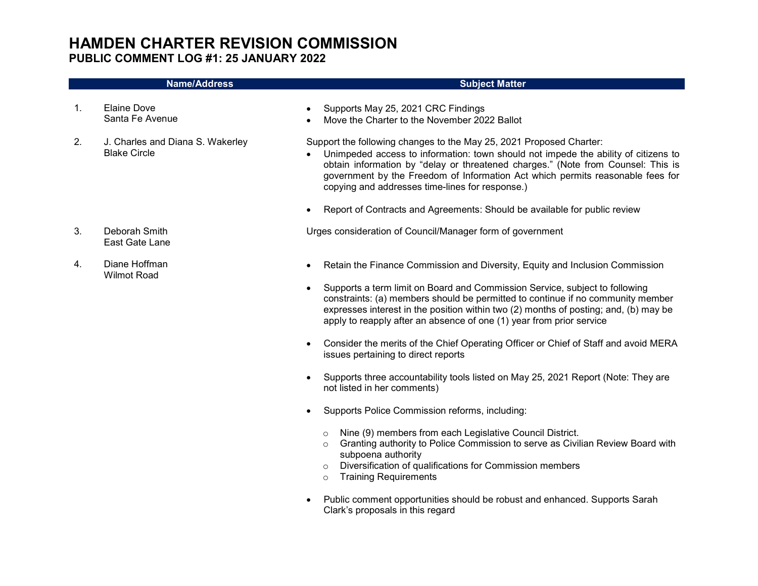# HAMDEN CHARTER REVISION COMMISSION

## PUBLIC COMMENT LOG #1: 25 JANUARY 2022

| | Name/Address | Subject Matter |
|---|---|---|
| 1. | Elaine Dove<br>Santa Fe Avenue | • Supports May 25, 2021 CRC Findings<br>• Move the Charter to the November 2022 Ballot |
| 2. | J. Charles and Diana S. Wakerley<br>Blake Circle | Support the following changes to the May 25, 2021 Proposed Charter:<br>• Unimpeded access to information: town should not impede the ability of citizens to obtain information by "delay or threatened charges." (Note from Counsel: This is government by the Freedom of Information Act which permits reasonable fees for copying and addresses time-lines for response.)<br>• Report of Contracts and Agreements: Should be available for public review |
| 3. | Deborah Smith<br>East Gate Lane | Urges consideration of Council/Manager form of government |
| 4. | Diane Hoffman<br>Wilmot Road | • Retain the Finance Commission and Diversity, Equity and Inclusion Commission<br>• Supports a term limit on Board and Commission Service, subject to following constraints: (a) members should be permitted to continue if no community member expresses interest in the position within two (2) months of posting; and, (b) may be apply to reapply after an absence of one (1) year from prior service<br>• Consider the merits of the Chief Operating Officer or Chief of Staff and avoid MERA issues pertaining to direct reports<br>• Supports three accountability tools listed on May 25, 2021 Report (Note: They are not listed in her comments)<br>• Supports Police Commission reforms, including:<br>&nbsp;&nbsp;○ Nine (9) members from each Legislative Council District.<br>&nbsp;&nbsp;○ Granting authority to Police Commission to serve as Civilian Review Board with subpoena authority<br>&nbsp;&nbsp;○ Diversification of qualifications for Commission members<br>&nbsp;&nbsp;○ Training Requirements<br>• Public comment opportunities should be robust and enhanced. Supports Sarah Clark's proposals in this regard |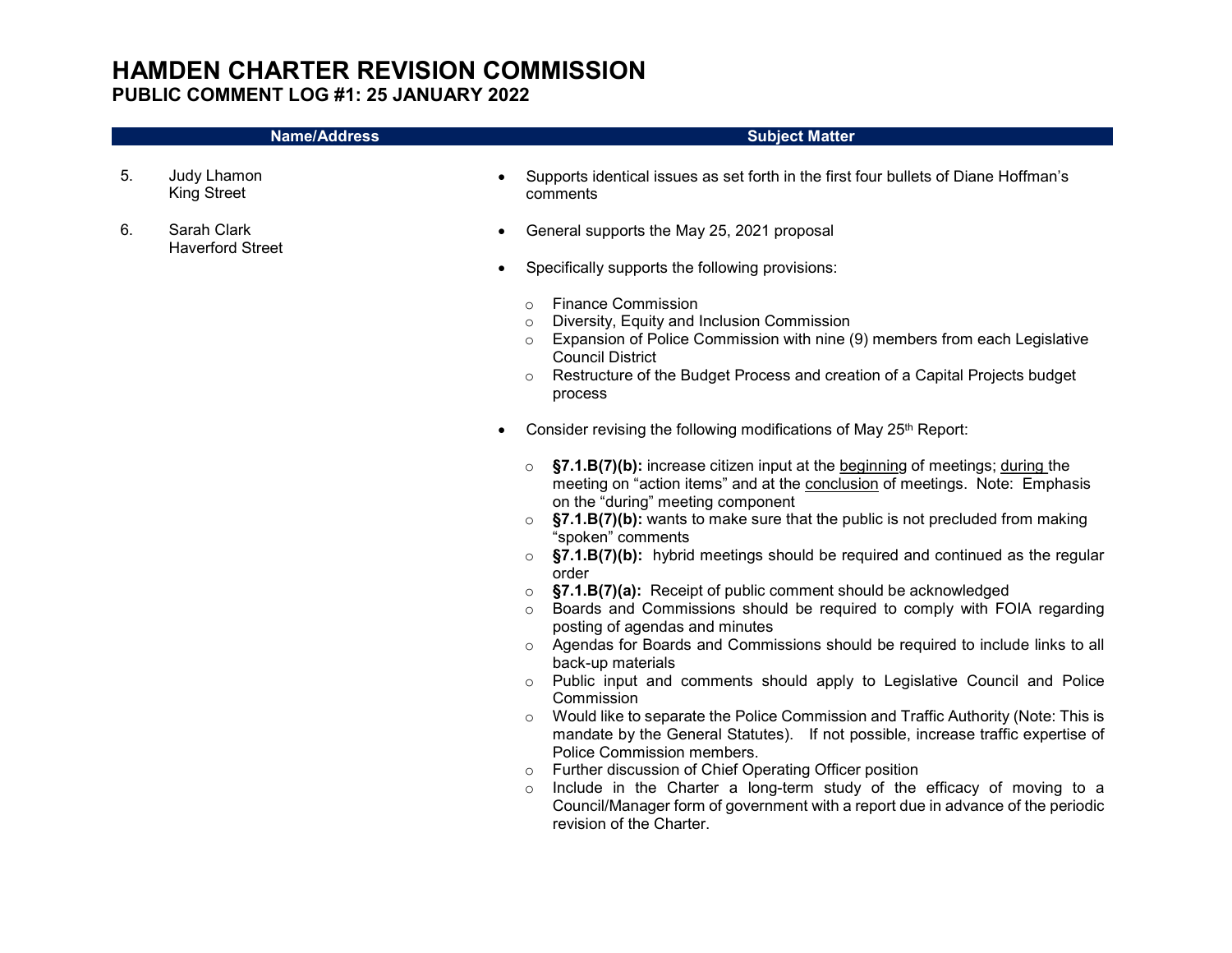# HAMDEN CHARTER REVISION COMMISSION

## PUBLIC COMMENT LOG #1: 25 JANUARY 2022

| Name/Address | Subject Matter |
|---|---|
| 5. Judy Lhamon<br>King Street | • Supports identical issues as set forth in the first four bullets of Diane Hoffman's comments |
| 6. Sarah Clark<br>Haverford Street | • General supports the May 25, 2021 proposal<br><br>• Specifically supports the following provisions:<br>&nbsp;&nbsp;o Finance Commission<br>&nbsp;&nbsp;o Diversity, Equity and Inclusion Commission<br>&nbsp;&nbsp;o Expansion of Police Commission with nine (9) members from each Legislative Council District<br>&nbsp;&nbsp;o Restructure of the Budget Process and creation of a Capital Projects budget process<br><br>• Consider revising the following modifications of May 25th Report:<br>&nbsp;&nbsp;o **§7.1.B(7)(b):** increase citizen input at the beginning of meetings; during the meeting on "action items" and at the conclusion of meetings. Note: Emphasis on the "during" meeting component<br>&nbsp;&nbsp;o **§7.1.B(7)(b):** wants to make sure that the public is not precluded from making "spoken" comments<br>&nbsp;&nbsp;o **§7.1.B(7)(b):** hybrid meetings should be required and continued as the regular order<br>&nbsp;&nbsp;o **§7.1.B(7)(a):** Receipt of public comment should be acknowledged<br>&nbsp;&nbsp;o Boards and Commissions should be required to comply with FOIA regarding posting of agendas and minutes<br>&nbsp;&nbsp;o Agendas for Boards and Commissions should be required to include links to all back-up materials<br>&nbsp;&nbsp;o Public input and comments should apply to Legislative Council and Police Commission<br>&nbsp;&nbsp;o Would like to separate the Police Commission and Traffic Authority (Note: This is mandate by the General Statutes). If not possible, increase traffic expertise of Police Commission members.<br>&nbsp;&nbsp;o Further discussion of Chief Operating Officer position<br>&nbsp;&nbsp;o Include in the Charter a long-term study of the efficacy of moving to a Council/Manager form of government with a report due in advance of the periodic revision of the Charter. |